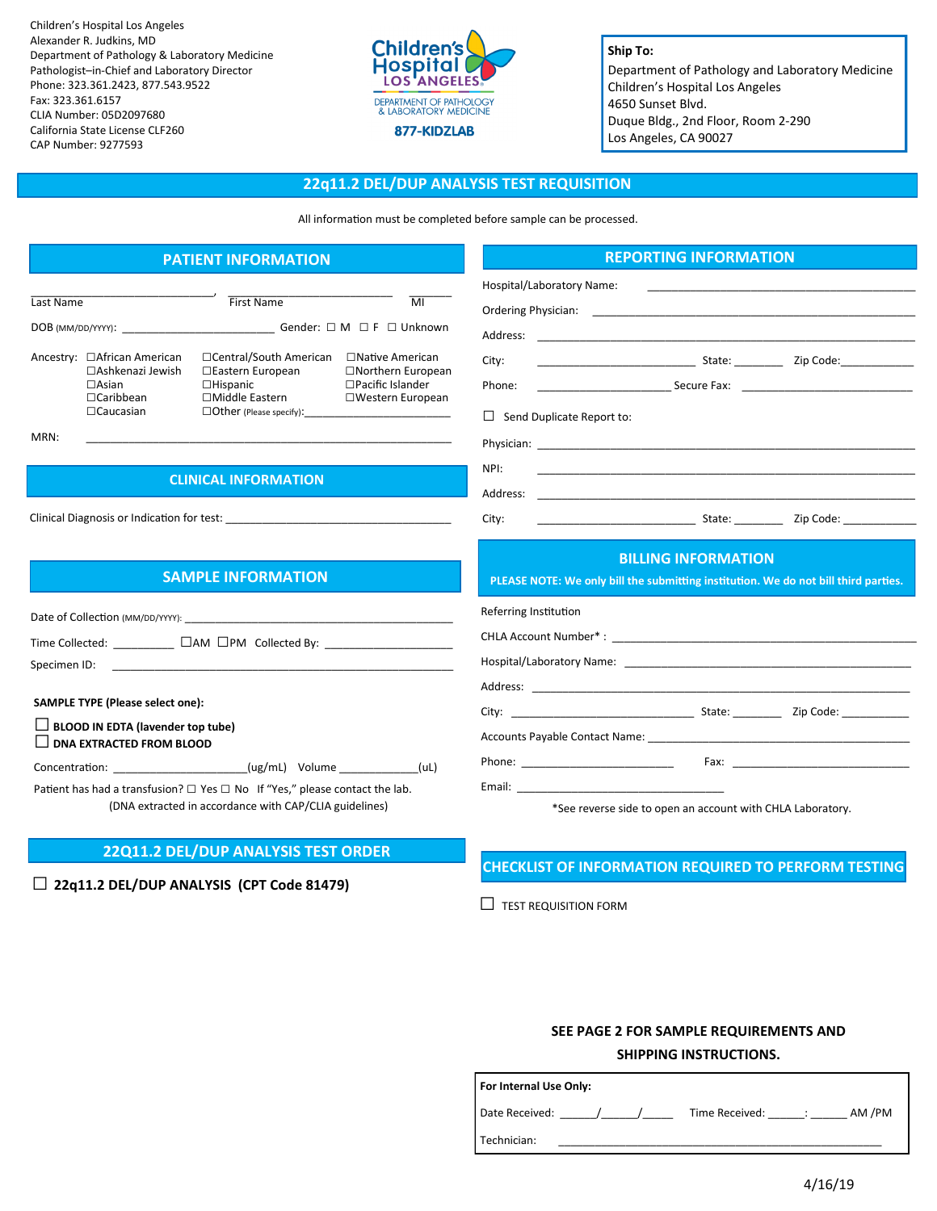Children's Hospital Los Angeles
Alexander R. Judkins, MD
Department of Pathology & Laboratory Medicine
Pathologist–in-Chief and Laboratory Director
Phone: 323.361.2423, 877.543.9522
Fax: 323.361.6157
CLIA Number: 05D2097680
California State License CLF260
CAP Number: 9277593

Children's Hospital LOS ANGELES
DEPARTMENT OF PATHOLOGY & LABORATORY MEDICINE
877-KIDZLAB

**Ship To:**
Department of Pathology and Laboratory Medicine
Children's Hospital Los Angeles
4650 Sunset Blvd.
Duque Bldg., 2nd Floor, Room 2-290
Los Angeles, CA 90027

# 22q11.2 DEL/DUP ANALYSIS TEST REQUISITION

All information must be completed before sample can be processed.

## PATIENT INFORMATION

______________________________, ___________________________ _______
Last Name First Name MI

DOB (MM/DD/YYYY): _________________________ Gender: ☐ M ☐ F ☐ Unknown

Ancestry:
- ☐African American
- ☐Ashkenazi Jewish
- ☐Asian
- ☐Caribbean
- ☐Caucasian
- ☐Central/South American
- ☐Eastern European
- ☐Hispanic
- ☐Middle Eastern
- ☐Other (Please specify):_________________________
- ☐Native American
- ☐Northern European
- ☐Pacific Islander
- ☐Western European

MRN: ______________________________________________________________

## CLINICAL INFORMATION

Clinical Diagnosis or Indication for test: _____________________________________

## SAMPLE INFORMATION

Date of Collection (MM/DD/YYYY): ___________________________________________

Time Collected: __________ ☐AM ☐PM Collected By: ______________________

Specimen ID: ______________________________________________________

**SAMPLE TYPE (Please select one):**

☐ **BLOOD IN EDTA (lavender top tube)**
☐ **DNA EXTRACTED FROM BLOOD**

Concentration: ______________________(ug/mL) Volume _____________(uL)

Patient has had a transfusion? ☐ Yes ☐ No If "Yes," please contact the lab.
(DNA extracted in accordance with CAP/CLIA guidelines)

## 22Q11.2 DEL/DUP ANALYSIS TEST ORDER

☐ **22q11.2 DEL/DUP ANALYSIS (CPT Code 81479)**

## REPORTING INFORMATION

Hospital/Laboratory Name: ___________________________________________

Ordering Physician: ________________________________________________

Address: _______________________________________________________

City: __________________________ State: ________ Zip Code:____________

Phone: ______________________ Secure Fax: ____________________________

☐ Send Duplicate Report to:

Physician: ______________________________________________________

NPI: ___________________________________________________________

Address: _______________________________________________________

City: __________________________ State: ________ Zip Code: ____________

## BILLING INFORMATION

**PLEASE NOTE: We only bill the submitting institution. We do not bill third parties.**

Referring Institution

CHLA Account Number* : ___________________________________________

Hospital/Laboratory Name: ___________________________________________

Address: _______________________________________________________

City: ____________________________ State: ________ Zip Code: ___________

Accounts Payable Contact Name: ______________________________________

Phone: _________________________ Fax: ______________________________

Email: __________________________________

*See reverse side to open an account with CHLA Laboratory.

## CHECKLIST OF INFORMATION REQUIRED TO PERFORM TESTING

☐ TEST REQUISITION FORM

**SEE PAGE 2 FOR SAMPLE REQUIREMENTS AND SHIPPING INSTRUCTIONS.**

**For Internal Use Only:**

Date Received: ______/______/_____ Time Received: ______:______ AM /PM

Technician: ______________________________________________________

4/16/19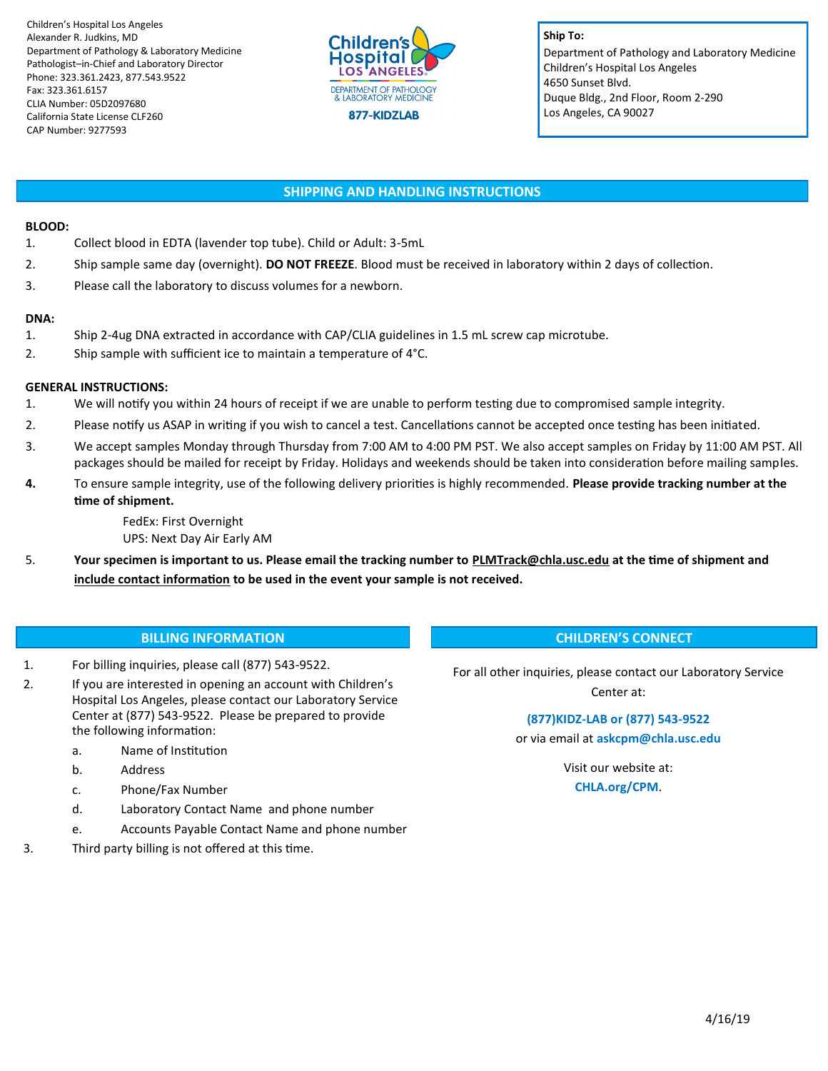Children's Hospital Los Angeles
Alexander R. Judkins, MD
Department of Pathology & Laboratory Medicine
Pathologist–in-Chief and Laboratory Director
Phone: 323.361.2423, 877.543.9522
Fax: 323.361.6157
CLIA Number: 05D2097680
California State License CLF260
CAP Number: 9277593

Children's Hospital LOS ANGELES
DEPARTMENT OF PATHOLOGY & LABORATORY MEDICINE
877-KIDZLAB

**Ship To:**
Department of Pathology and Laboratory Medicine
Children's Hospital Los Angeles
4650 Sunset Blvd.
Duque Bldg., 2nd Floor, Room 2-290
Los Angeles, CA 90027

## SHIPPING AND HANDLING INSTRUCTIONS

**BLOOD:**

1. Collect blood in EDTA (lavender top tube). Child or Adult: 3-5mL
2. Ship sample same day (overnight). **DO NOT FREEZE**. Blood must be received in laboratory within 2 days of collection.
3. Please call the laboratory to discuss volumes for a newborn.

**DNA:**

1. Ship 2-4ug DNA extracted in accordance with CAP/CLIA guidelines in 1.5 mL screw cap microtube.
2. Ship sample with sufficient ice to maintain a temperature of 4°C.

**GENERAL INSTRUCTIONS:**

1. We will notify you within 24 hours of receipt if we are unable to perform testing due to compromised sample integrity.
2. Please notify us ASAP in writing if you wish to cancel a test. Cancellations cannot be accepted once testing has been initiated.
3. We accept samples Monday through Thursday from 7:00 AM to 4:00 PM PST. We also accept samples on Friday by 11:00 AM PST. All packages should be mailed for receipt by Friday. Holidays and weekends should be taken into consideration before mailing samples.
4. To ensure sample integrity, use of the following delivery priorities is highly recommended. **Please provide tracking number at the time of shipment.**

   FedEx: First Overnight
   UPS: Next Day Air Early AM

5. **Your specimen is important to us. Please email the tracking number to PLMTrack@chla.usc.edu at the time of shipment and include contact information to be used in the event your sample is not received.**

## BILLING INFORMATION

1. For billing inquiries, please call (877) 543-9522.
2. If you are interested in opening an account with Children's Hospital Los Angeles, please contact our Laboratory Service Center at (877) 543-9522. Please be prepared to provide the following information:
   a. Name of Institution
   b. Address
   c. Phone/Fax Number
   d. Laboratory Contact Name and phone number
   e. Accounts Payable Contact Name and phone number
3. Third party billing is not offered at this time.

## CHILDREN'S CONNECT

For all other inquiries, please contact our Laboratory Service Center at:

**(877)KIDZ-LAB or (877) 543-9522**
or via email at **askcpm@chla.usc.edu**

Visit our website at:
**CHLA.org/CPM**.

4/16/19